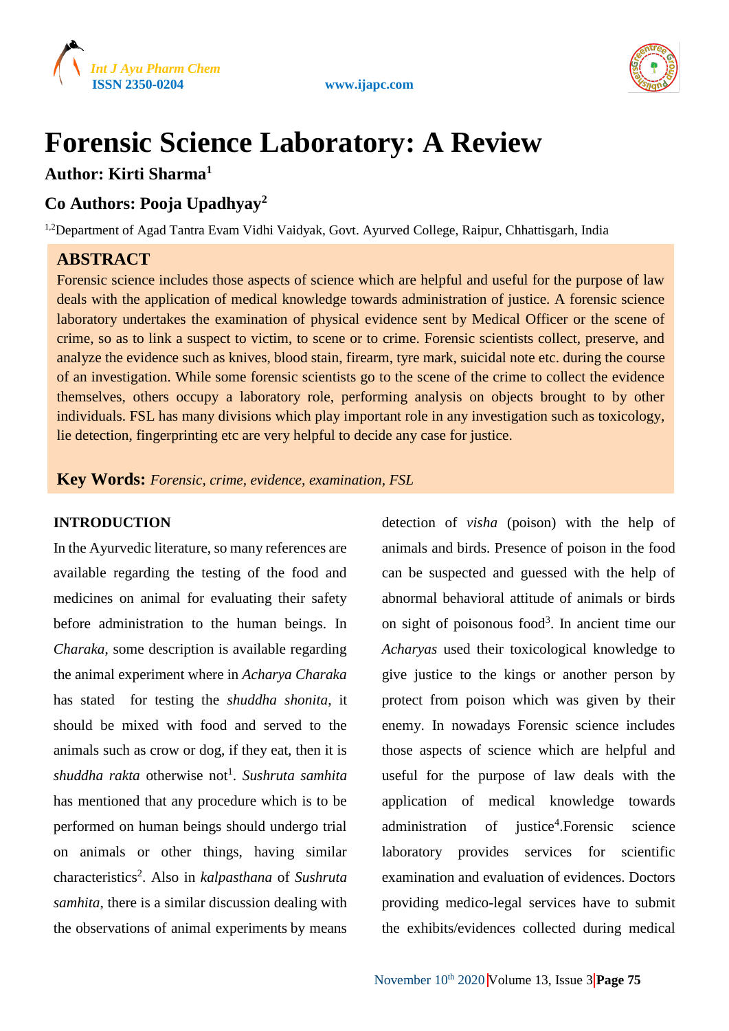# Forensic Science Laboratory: A Review

**Author: Kirti Sharma[1]**

**Co Authors: Pooja Upadhyay[2]**

[1,2]Department of Agad Tantra Evam Vidhi Vaidyak, Govt. Ayurved College, Raipur, Chhattisgarh, India

## ABSTRACT

Forensic science includes those aspects of science which are helpful and useful for the purpose of law deals with the application of medical knowledge towards administration of justice. A forensic science laboratory undertakes the examination of physical evidence sent by Medical Officer or the scene of crime, so as to link a suspect to victim, to scene or to crime. Forensic scientists collect, preserve, and analyze the evidence such as knives, blood stain, firearm, tyre mark, suicidal note etc. during the course of an investigation. While some forensic scientists go to the scene of the crime to collect the evidence themselves, others occupy a laboratory role, performing analysis on objects brought to by other individuals. FSL has many divisions which play important role in any investigation such as toxicology, lie detection, fingerprinting etc are very helpful to decide any case for justice.

**Key Words:** *Forensic, crime, evidence, examination, FSL*

## INTRODUCTION

In the Ayurvedic literature, so many references are available regarding the testing of the food and medicines on animal for evaluating their safety before administration to the human beings. In *Charaka*, some description is available regarding the animal experiment where in *Acharya Charaka* has stated for testing the *shuddha shonita*, it should be mixed with food and served to the animals such as crow or dog, if they eat, then it is *shuddha rakta* otherwise not[1]. *Sushruta samhita* has mentioned that any procedure which is to be performed on human beings should undergo trial on animals or other things, having similar characteristics[2]. Also in *kalpasthana* of *Sushruta samhita*, there is a similar discussion dealing with the observations of animal experiments by means detection of *visha* (poison) with the help of animals and birds. Presence of poison in the food can be suspected and guessed with the help of abnormal behavioral attitude of animals or birds on sight of poisonous food[3]. In ancient time our *Acharyas* used their toxicological knowledge to give justice to the kings or another person by protect from poison which was given by their enemy. In nowadays Forensic science includes those aspects of science which are helpful and useful for the purpose of law deals with the application of medical knowledge towards administration of justice[4].Forensic science laboratory provides services for scientific examination and evaluation of evidences. Doctors providing medico-legal services have to submit the exhibits/evidences collected during medical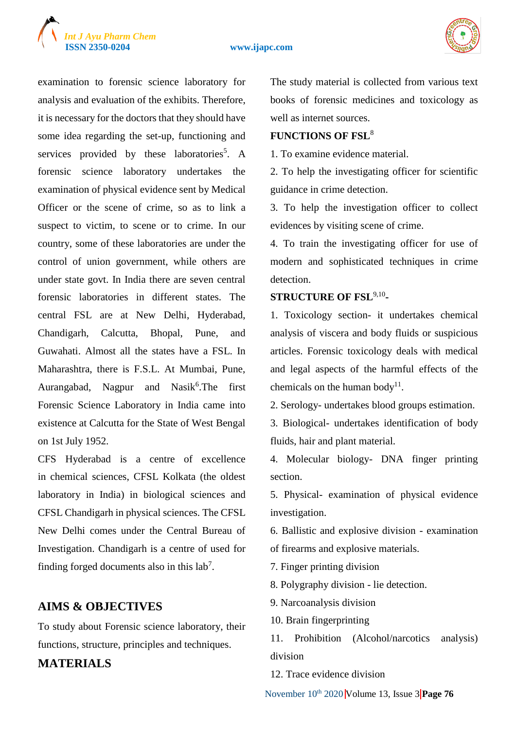examination to forensic science laboratory for analysis and evaluation of the exhibits. Therefore, it is necessary for the doctors that they should have some idea regarding the set-up, functioning and services provided by these laboratories[5]. A forensic science laboratory undertakes the examination of physical evidence sent by Medical Officer or the scene of crime, so as to link a suspect to victim, to scene or to crime. In our country, some of these laboratories are under the control of union government, while others are under state govt. In India there are seven central forensic laboratories in different states. The central FSL are at New Delhi, Hyderabad, Chandigarh, Calcutta, Bhopal, Pune, and Guwahati. Almost all the states have a FSL. In Maharashtra, there is F.S.L. At Mumbai, Pune, Aurangabad, Nagpur and Nasik[6].The first Forensic Science Laboratory in India came into existence at Calcutta for the State of West Bengal on 1st July 1952.

CFS Hyderabad is a centre of excellence in chemical sciences, CFSL Kolkata (the oldest laboratory in India) in biological sciences and CFSL Chandigarh in physical sciences. The CFSL New Delhi comes under the Central Bureau of Investigation. Chandigarh is a centre of used for finding forged documents also in this lab[7].

## AIMS & OBJECTIVES

To study about Forensic science laboratory, their functions, structure, principles and techniques.

## MATERIALS

The study material is collected from various text books of forensic medicines and toxicology as well as internet sources.

**FUNCTIONS OF FSL[8]**

1. To examine evidence material.
2. To help the investigating officer for scientific guidance in crime detection.
3. To help the investigation officer to collect evidences by visiting scene of crime.
4. To train the investigating officer for use of modern and sophisticated techniques in crime detection.

**STRUCTURE OF FSL[9,10]-**

1. Toxicology section- it undertakes chemical analysis of viscera and body fluids or suspicious articles. Forensic toxicology deals with medical and legal aspects of the harmful effects of the chemicals on the human body[11].
2. Serology- undertakes blood groups estimation.
3. Biological- undertakes identification of body fluids, hair and plant material.
4. Molecular biology- DNA finger printing section.
5. Physical- examination of physical evidence investigation.
6. Ballistic and explosive division - examination of firearms and explosive materials.
7. Finger printing division
8. Polygraphy division - lie detection.
9. Narcoanalysis division
10. Brain fingerprinting
11. Prohibition (Alcohol/narcotics analysis) division
12. Trace evidence division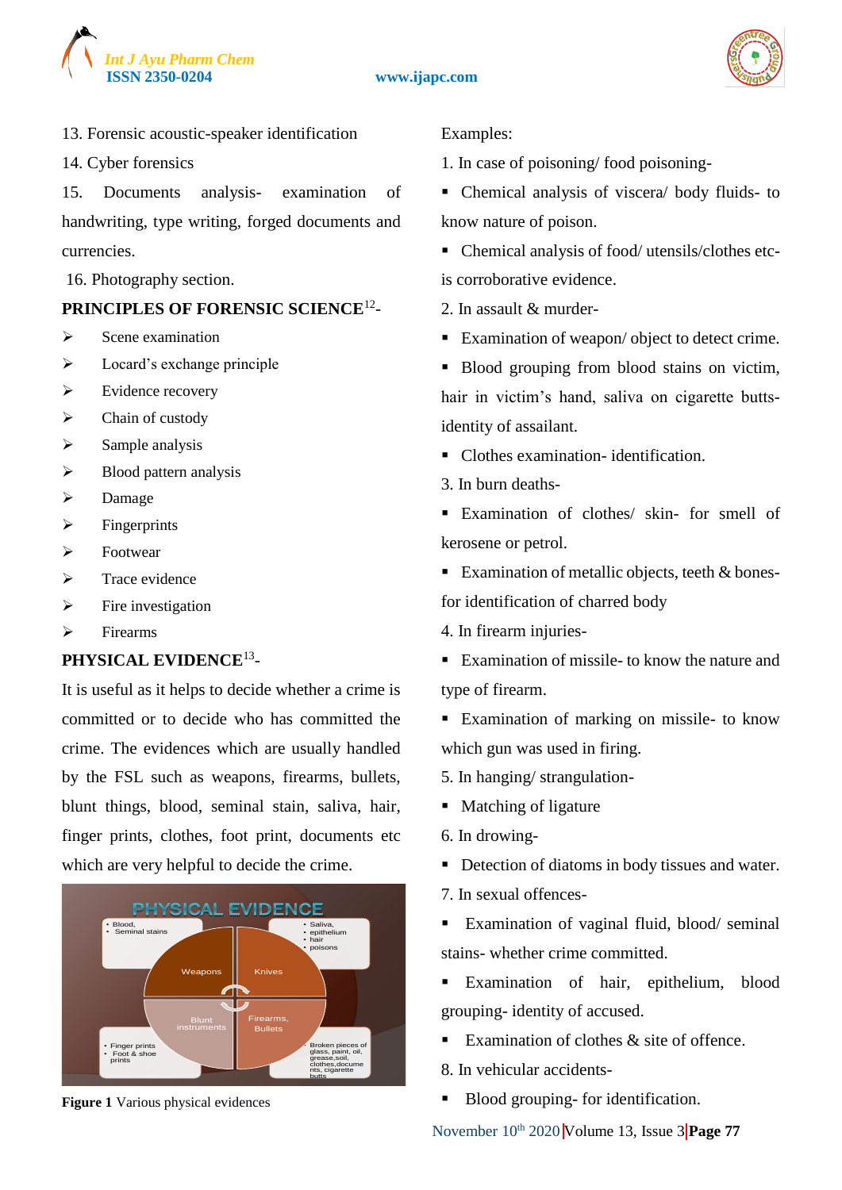13. Forensic acoustic-speaker identification

14. Cyber forensics

15. Documents analysis- examination of handwriting, type writing, forged documents and currencies.

16. Photography section.

**PRINCIPLES OF FORENSIC SCIENCE**[12]-

- Scene examination
- Locard's exchange principle
- Evidence recovery
- Chain of custody
- Sample analysis
- Blood pattern analysis
- Damage
- Fingerprints
- Footwear
- Trace evidence
- Fire investigation
- Firearms

**PHYSICAL EVIDENCE**[13]-

It is useful as it helps to decide whether a crime is committed or to decide who has committed the crime. The evidences which are usually handled by the FSL such as weapons, firearms, bullets, blunt things, blood, seminal stain, saliva, hair, finger prints, clothes, foot print, documents etc which are very helpful to decide the crime.

**Figure 1** Various physical evidences

Examples:

1. In case of poisoning/ food poisoning-

- Chemical analysis of viscera/ body fluids- to know nature of poison.
- Chemical analysis of food/ utensils/clothes etc- is corroborative evidence.

2. In assault & murder-

- Examination of weapon/ object to detect crime.
- Blood grouping from blood stains on victim, hair in victim's hand, saliva on cigarette butts- identity of assailant.
- Clothes examination- identification.

3. In burn deaths-

- Examination of clothes/ skin- for smell of kerosene or petrol.
- Examination of metallic objects, teeth & bones- for identification of charred body

4. In firearm injuries-

- Examination of missile- to know the nature and type of firearm.
- Examination of marking on missile- to know which gun was used in firing.

5. In hanging/ strangulation-

- Matching of ligature

6. In drowing-

- Detection of diatoms in body tissues and water.

7. In sexual offences-

- Examination of vaginal fluid, blood/ seminal stains- whether crime committed.
- Examination of hair, epithelium, blood grouping- identity of accused.
- Examination of clothes & site of offence.

8. In vehicular accidents-

- Blood grouping- for identification.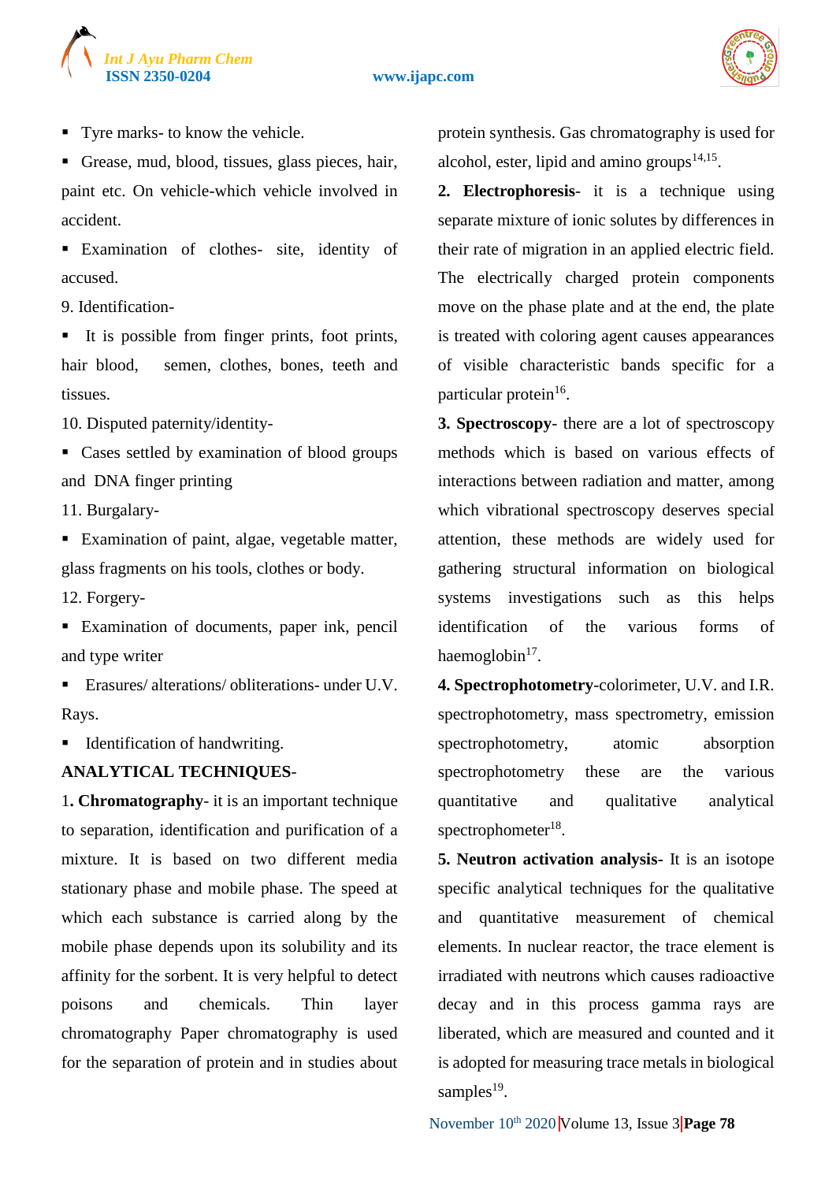- Tyre marks- to know the vehicle.
- Grease, mud, blood, tissues, glass pieces, hair, paint etc. On vehicle-which vehicle involved in accident.
- Examination of clothes- site, identity of accused.

9. Identification-

- It is possible from finger prints, foot prints, hair blood, semen, clothes, bones, teeth and tissues.

10. Disputed paternity/identity-

- Cases settled by examination of blood groups and DNA finger printing

11. Burgalary-

- Examination of paint, algae, vegetable matter, glass fragments on his tools, clothes or body.

12. Forgery-

- Examination of documents, paper ink, pencil and type writer
- Erasures/ alterations/ obliterations- under U.V. Rays.
- Identification of handwriting.

**ANALYTICAL TECHNIQUES-**

1**. Chromatography**- it is an important technique to separation, identification and purification of a mixture. It is based on two different media stationary phase and mobile phase. The speed at which each substance is carried along by the mobile phase depends upon its solubility and its affinity for the sorbent. It is very helpful to detect poisons and chemicals. Thin layer chromatography Paper chromatography is used for the separation of protein and in studies about protein synthesis. Gas chromatography is used for alcohol, ester, lipid and amino groups[14,15].

**2. Electrophoresis**- it is a technique using separate mixture of ionic solutes by differences in their rate of migration in an applied electric field. The electrically charged protein components move on the phase plate and at the end, the plate is treated with coloring agent causes appearances of visible characteristic bands specific for a particular protein[16].

**3. Spectroscopy**- there are a lot of spectroscopy methods which is based on various effects of interactions between radiation and matter, among which vibrational spectroscopy deserves special attention, these methods are widely used for gathering structural information on biological systems investigations such as this helps identification of the various forms of haemoglobin[17].

**4. Spectrophotometry**-colorimeter, U.V. and I.R. spectrophotometry, mass spectrometry, emission spectrophotometry, atomic absorption spectrophotometry these are the various quantitative and qualitative analytical spectrophometer[18].

**5. Neutron activation analysis**- It is an isotope specific analytical techniques for the qualitative and quantitative measurement of chemical elements. In nuclear reactor, the trace element is irradiated with neutrons which causes radioactive decay and in this process gamma rays are liberated, which are measured and counted and it is adopted for measuring trace metals in biological samples[19].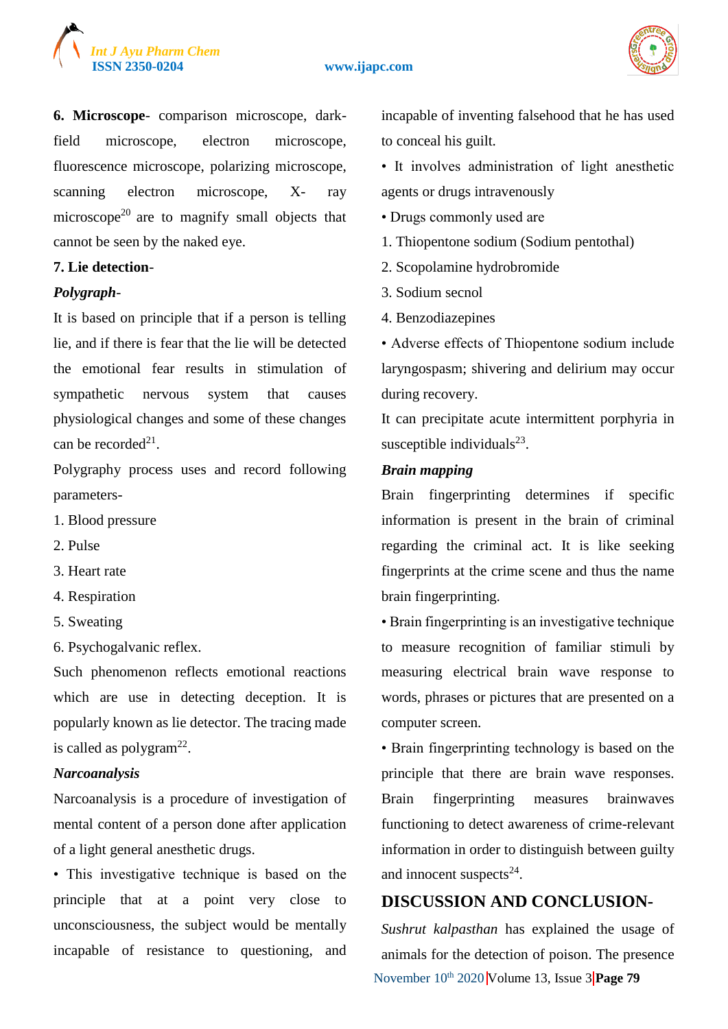**6. Microscope**- comparison microscope, dark-field microscope, electron microscope, fluorescence microscope, polarizing microscope, scanning electron microscope, X- ray microscope[20] are to magnify small objects that cannot be seen by the naked eye.

**7. Lie detection**-

***Polygraph***-

It is based on principle that if a person is telling lie, and if there is fear that the lie will be detected the emotional fear results in stimulation of sympathetic nervous system that causes physiological changes and some of these changes can be recorded[21].

Polygraphy process uses and record following parameters-

1. Blood pressure
2. Pulse
3. Heart rate
4. Respiration
5. Sweating
6. Psychogalvanic reflex.

Such phenomenon reflects emotional reactions which are use in detecting deception. It is popularly known as lie detector. The tracing made is called as polygram[22].

***Narcoanalysis***

Narcoanalysis is a procedure of investigation of mental content of a person done after application of a light general anesthetic drugs.

• This investigative technique is based on the principle that at a point very close to unconsciousness, the subject would be mentally incapable of resistance to questioning, and incapable of inventing falsehood that he has used to conceal his guilt.

• It involves administration of light anesthetic agents or drugs intravenously

• Drugs commonly used are

1. Thiopentone sodium (Sodium pentothal)
2. Scopolamine hydrobromide
3. Sodium secnol
4. Benzodiazepines

• Adverse effects of Thiopentone sodium include laryngospasm; shivering and delirium may occur during recovery.

It can precipitate acute intermittent porphyria in susceptible individuals[23].

***Brain mapping***

Brain fingerprinting determines if specific information is present in the brain of criminal regarding the criminal act. It is like seeking fingerprints at the crime scene and thus the name brain fingerprinting.

• Brain fingerprinting is an investigative technique to measure recognition of familiar stimuli by measuring electrical brain wave response to words, phrases or pictures that are presented on a computer screen.

• Brain fingerprinting technology is based on the principle that there are brain wave responses. Brain fingerprinting measures brainwaves functioning to detect awareness of crime-relevant information in order to distinguish between guilty and innocent suspects[24].

## DISCUSSION AND CONCLUSION-

*Sushrut kalpasthan* has explained the usage of animals for the detection of poison. The presence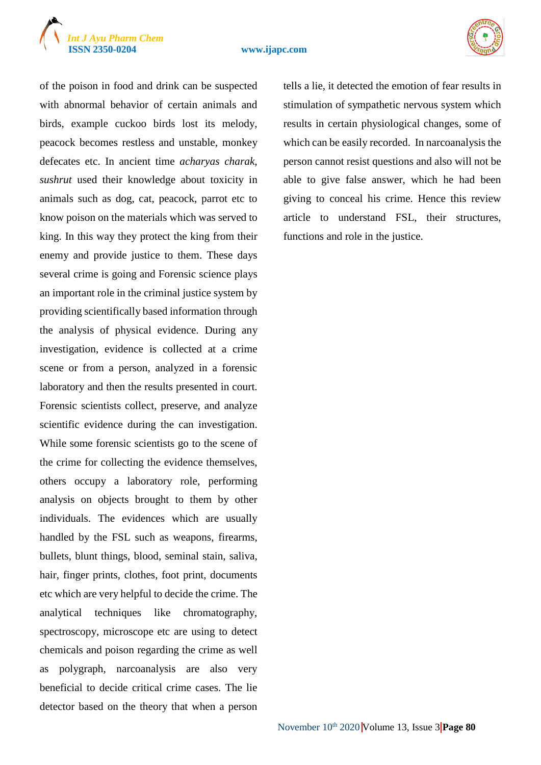of the poison in food and drink can be suspected with abnormal behavior of certain animals and birds, example cuckoo birds lost its melody, peacock becomes restless and unstable, monkey defecates etc. In ancient time *acharyas charak, sushrut* used their knowledge about toxicity in animals such as dog, cat, peacock, parrot etc to know poison on the materials which was served to king. In this way they protect the king from their enemy and provide justice to them. These days several crime is going and Forensic science plays an important role in the criminal justice system by providing scientifically based information through the analysis of physical evidence. During any investigation, evidence is collected at a crime scene or from a person, analyzed in a forensic laboratory and then the results presented in court. Forensic scientists collect, preserve, and analyze scientific evidence during the can investigation. While some forensic scientists go to the scene of the crime for collecting the evidence themselves, others occupy a laboratory role, performing analysis on objects brought to them by other individuals. The evidences which are usually handled by the FSL such as weapons, firearms, bullets, blunt things, blood, seminal stain, saliva, hair, finger prints, clothes, foot print, documents etc which are very helpful to decide the crime. The analytical techniques like chromatography, spectroscopy, microscope etc are using to detect chemicals and poison regarding the crime as well as polygraph, narcoanalysis are also very beneficial to decide critical crime cases. The lie detector based on the theory that when a person tells a lie, it detected the emotion of fear results in stimulation of sympathetic nervous system which results in certain physiological changes, some of which can be easily recorded. In narcoanalysis the person cannot resist questions and also will not be able to give false answer, which he had been giving to conceal his crime. Hence this review article to understand FSL, their structures, functions and role in the justice.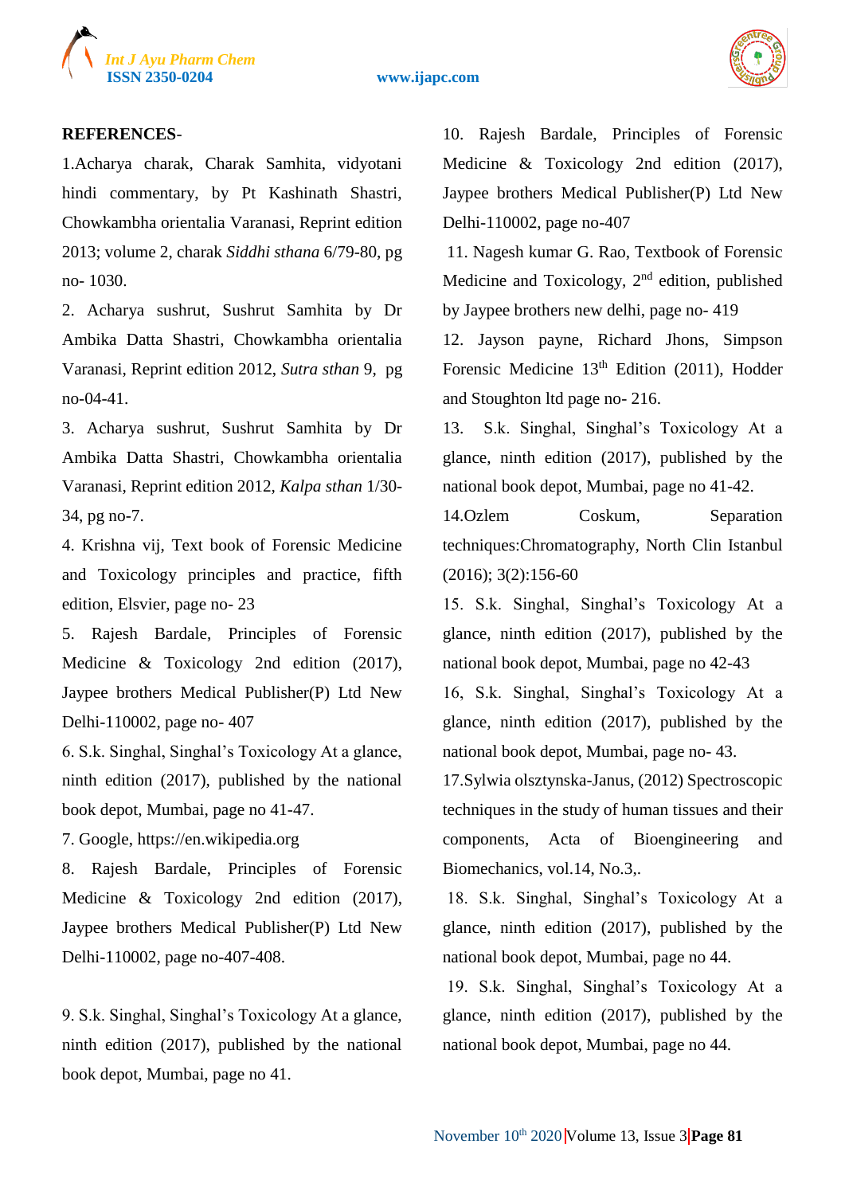**REFERENCES-**

1.Acharya charak, Charak Samhita, vidyotani hindi commentary, by Pt Kashinath Shastri, Chowkambha orientalia Varanasi, Reprint edition 2013; volume 2, charak *Siddhi sthana* 6/79-80, pg no- 1030.

2. Acharya sushrut, Sushrut Samhita by Dr Ambika Datta Shastri, Chowkambha orientalia Varanasi, Reprint edition 2012, *Sutra sthan* 9, pg no-04-41.

3. Acharya sushrut, Sushrut Samhita by Dr Ambika Datta Shastri, Chowkambha orientalia Varanasi, Reprint edition 2012, *Kalpa sthan* 1/30-34, pg no-7.

4. Krishna vij, Text book of Forensic Medicine and Toxicology principles and practice, fifth edition, Elsvier, page no- 23

5. Rajesh Bardale, Principles of Forensic Medicine & Toxicology 2nd edition (2017), Jaypee brothers Medical Publisher(P) Ltd New Delhi-110002, page no- 407

6. S.k. Singhal, Singhal's Toxicology At a glance, ninth edition (2017), published by the national book depot, Mumbai, page no 41-47.

7. Google, https://en.wikipedia.org

8. Rajesh Bardale, Principles of Forensic Medicine & Toxicology 2nd edition (2017), Jaypee brothers Medical Publisher(P) Ltd New Delhi-110002, page no-407-408.

9. S.k. Singhal, Singhal's Toxicology At a glance, ninth edition (2017), published by the national book depot, Mumbai, page no 41.

10. Rajesh Bardale, Principles of Forensic Medicine & Toxicology 2nd edition (2017), Jaypee brothers Medical Publisher(P) Ltd New Delhi-110002, page no-407

11. Nagesh kumar G. Rao, Textbook of Forensic Medicine and Toxicology, 2nd edition, published by Jaypee brothers new delhi, page no- 419

12. Jayson payne, Richard Jhons, Simpson Forensic Medicine 13th Edition (2011), Hodder and Stoughton ltd page no- 216.

13. S.k. Singhal, Singhal's Toxicology At a glance, ninth edition (2017), published by the national book depot, Mumbai, page no 41-42.

14.Ozlem Coskum, Separation techniques:Chromatography, North Clin Istanbul (2016); 3(2):156-60

15. S.k. Singhal, Singhal's Toxicology At a glance, ninth edition (2017), published by the national book depot, Mumbai, page no 42-43

16, S.k. Singhal, Singhal's Toxicology At a glance, ninth edition (2017), published by the national book depot, Mumbai, page no- 43.

17.Sylwia olsztynska-Janus, (2012) Spectroscopic techniques in the study of human tissues and their components, Acta of Bioengineering and Biomechanics, vol.14, No.3,.

18. S.k. Singhal, Singhal's Toxicology At a glance, ninth edition (2017), published by the national book depot, Mumbai, page no 44.

19. S.k. Singhal, Singhal's Toxicology At a glance, ninth edition (2017), published by the national book depot, Mumbai, page no 44.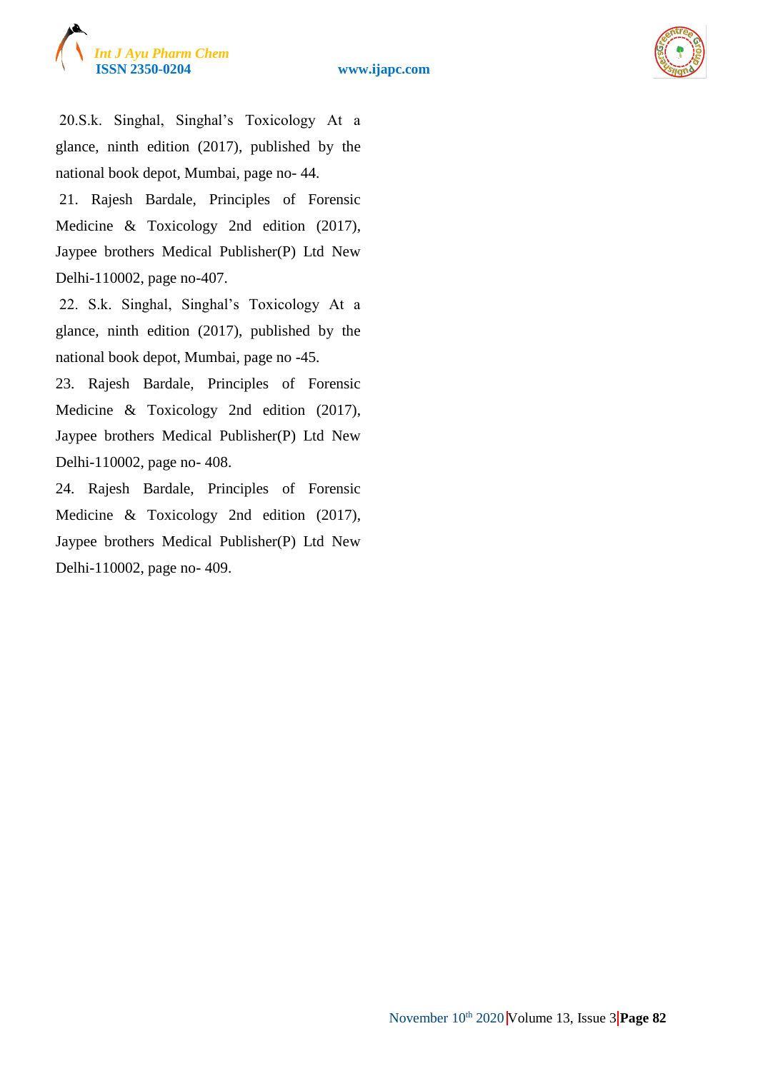20.S.k. Singhal, Singhal's Toxicology At a glance, ninth edition (2017), published by the national book depot, Mumbai, page no- 44.

21. Rajesh Bardale, Principles of Forensic Medicine & Toxicology 2nd edition (2017), Jaypee brothers Medical Publisher(P) Ltd New Delhi-110002, page no-407.

22. S.k. Singhal, Singhal's Toxicology At a glance, ninth edition (2017), published by the national book depot, Mumbai, page no -45.

23. Rajesh Bardale, Principles of Forensic Medicine & Toxicology 2nd edition (2017), Jaypee brothers Medical Publisher(P) Ltd New Delhi-110002, page no- 408.

24. Rajesh Bardale, Principles of Forensic Medicine & Toxicology 2nd edition (2017), Jaypee brothers Medical Publisher(P) Ltd New Delhi-110002, page no- 409.